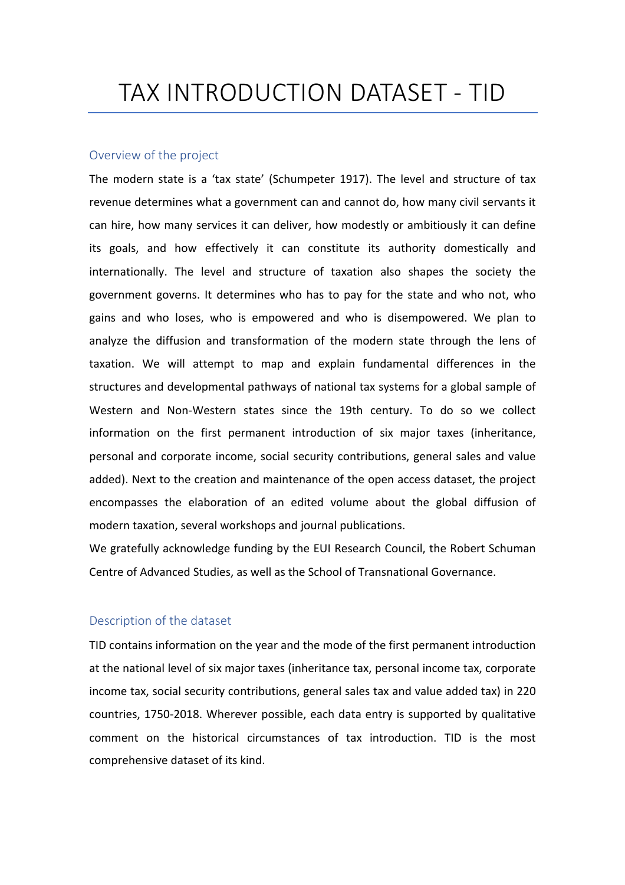# TAX INTRODUCTION DATASET - TID

## Overview of the project

The modern state is a 'tax state' (Schumpeter 1917). The level and structure of tax revenue determines what a government can and cannot do, how many civil servants it can hire, how many services it can deliver, how modestly or ambitiously it can define its goals, and how effectively it can constitute its authority domestically and internationally. The level and structure of taxation also shapes the society the government governs. It determines who has to pay for the state and who not, who gains and who loses, who is empowered and who is disempowered. We plan to analyze the diffusion and transformation of the modern state through the lens of taxation. We will attempt to map and explain fundamental differences in the structures and developmental pathways of national tax systems for a global sample of Western and Non-Western states since the 19th century. To do so we collect information on the first permanent introduction of six major taxes (inheritance, personal and corporate income, social security contributions, general sales and value added). Next to the creation and maintenance of the open access dataset, the project encompasses the elaboration of an edited volume about the global diffusion of modern taxation, several workshops and journal publications.

We gratefully acknowledge funding by the EUI Research Council, the Robert Schuman Centre of Advanced Studies, as well as the School of Transnational Governance.

## Description of the dataset

TID contains information on the year and the mode of the first permanent introduction at the national level of six major taxes (inheritance tax, personal income tax, corporate income tax, social security contributions, general sales tax and value added tax) in 220 countries, 1750-2018. Wherever possible, each data entry is supported by qualitative comment on the historical circumstances of tax introduction. TID is the most comprehensive dataset of its kind.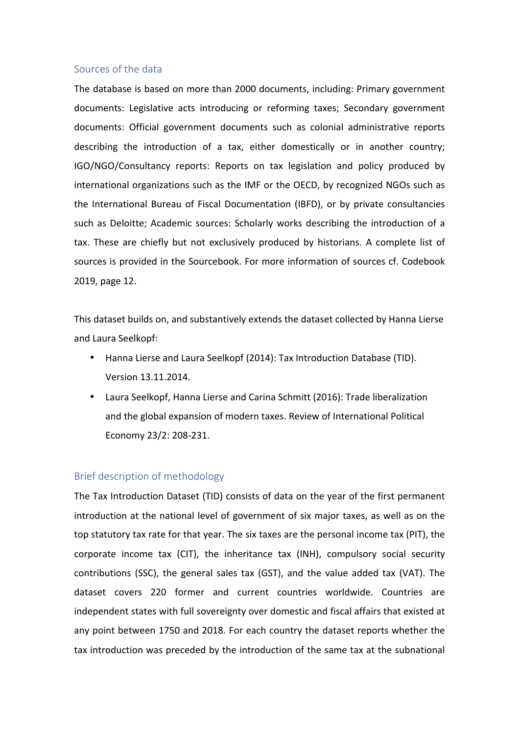## Sources of the data

The database is based on more than 2000 documents, including: Primary government documents: Legislative acts introducing or reforming taxes; Secondary government documents: Official government documents such as colonial administrative reports describing the introduction of a tax, either domestically or in another country; IGO/NGO/Consultancy reports: Reports on tax legislation and policy produced by international organizations such as the IMF or the OECD, by recognized NGOs such as the International Bureau of Fiscal Documentation (IBFD), or by private consultancies such as Deloitte; Academic sources: Scholarly works describing the introduction of a tax. These are chiefly but not exclusively produced by historians. A complete list of sources is provided in the Sourcebook. For more information of sources cf. Codebook 2019, page 12.

This dataset builds on, and substantively extends the dataset collected by Hanna Lierse and Laura Seelkopf:

- Hanna Lierse and Laura Seelkopf (2014): Tax Introduction Database (TID). Version 13.11.2014.
- Laura Seelkopf, Hanna Lierse and Carina Schmitt (2016): Trade liberalization and the global expansion of modern taxes. Review of International Political Economy 23/2: 208-231.

## Brief description of methodology

The Tax Introduction Dataset (TID) consists of data on the year of the first permanent introduction at the national level of government of six major taxes, as well as on the top statutory tax rate for that year. The six taxes are the personal income tax (PIT), the corporate income tax (CIT), the inheritance tax (INH), compulsory social security contributions (SSC), the general sales tax (GST), and the value added tax (VAT). The dataset covers 220 former and current countries worldwide. Countries are independent states with full sovereignty over domestic and fiscal affairs that existed at any point between 1750 and 2018. For each country the dataset reports whether the tax introduction was preceded by the introduction of the same tax at the subnational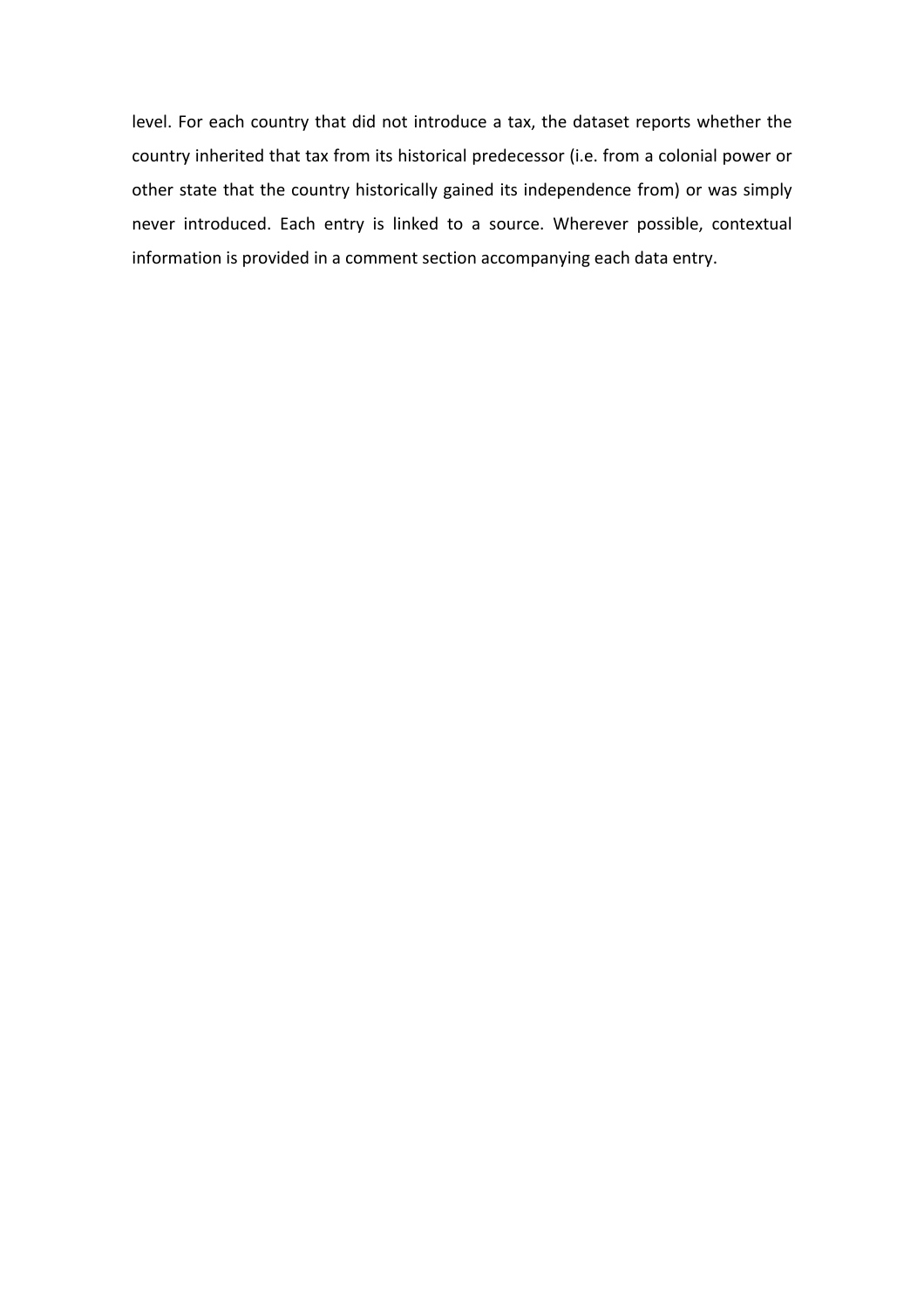level. For each country that did not introduce a tax, the dataset reports whether the country inherited that tax from its historical predecessor (i.e. from a colonial power or other state that the country historically gained its independence from) or was simply never introduced. Each entry is linked to a source. Wherever possible, contextual information is provided in a comment section accompanying each data entry.